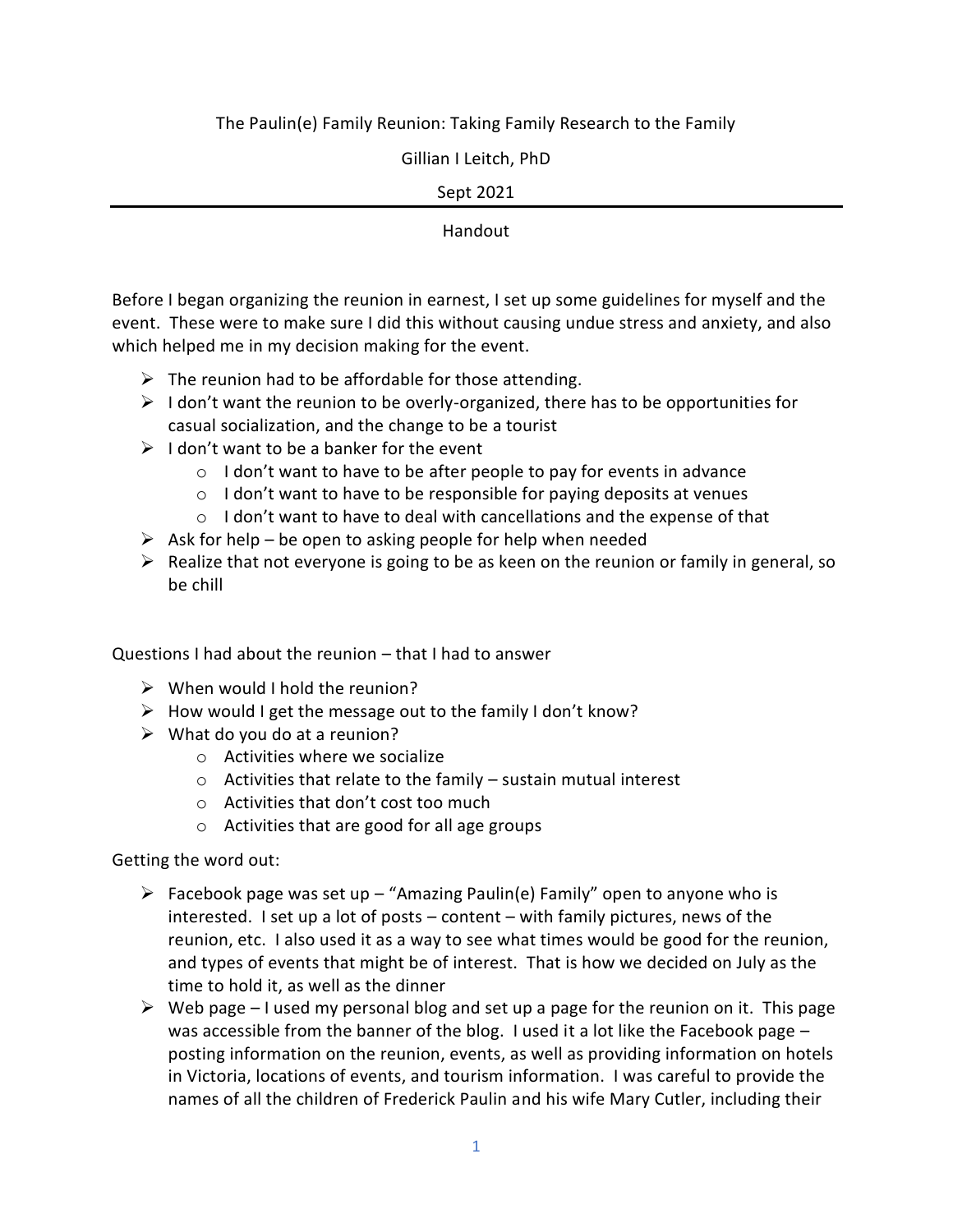The Paulin(e) Family Reunion: Taking Family Research to the Family

Gillian I Leitch, PhD

Sept 2021

---

Handout

Before I began organizing the reunion in earnest, I set up some guidelines for myself and the event. These were to make sure I did this without causing undue stress and anxiety, and also which helped me in my decision making for the event.

- The reunion had to be affordable for those attending.
- I don't want the reunion to be overly-organized, there has to be opportunities for casual socialization, and the change to be a tourist
- I don't want to be a banker for the event
  - I don't want to have to be after people to pay for events in advance
  - I don't want to have to be responsible for paying deposits at venues
  - I don't want to have to deal with cancellations and the expense of that
- Ask for help – be open to asking people for help when needed
- Realize that not everyone is going to be as keen on the reunion or family in general, so be chill

Questions I had about the reunion – that I had to answer

- When would I hold the reunion?
- How would I get the message out to the family I don't know?
- What do you do at a reunion?
  - Activities where we socialize
  - Activities that relate to the family – sustain mutual interest
  - Activities that don't cost too much
  - Activities that are good for all age groups

Getting the word out:

- Facebook page was set up – "Amazing Paulin(e) Family" open to anyone who is interested. I set up a lot of posts – content – with family pictures, news of the reunion, etc. I also used it as a way to see what times would be good for the reunion, and types of events that might be of interest. That is how we decided on July as the time to hold it, as well as the dinner
- Web page – I used my personal blog and set up a page for the reunion on it. This page was accessible from the banner of the blog. I used it a lot like the Facebook page – posting information on the reunion, events, as well as providing information on hotels in Victoria, locations of events, and tourism information. I was careful to provide the names of all the children of Frederick Paulin and his wife Mary Cutler, including their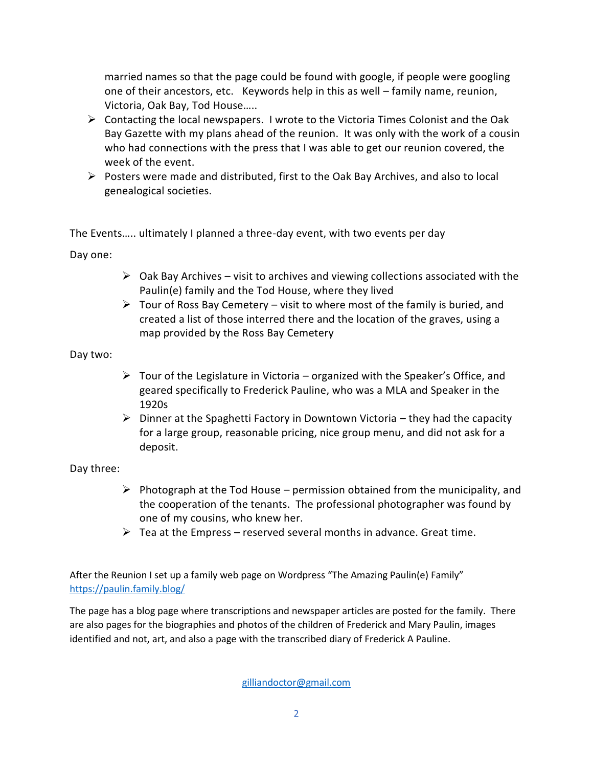married names so that the page could be found with google, if people were googling one of their ancestors, etc.   Keywords help in this as well – family name, reunion, Victoria, Oak Bay, Tod House…..

- Contacting the local newspapers.  I wrote to the Victoria Times Colonist and the Oak Bay Gazette with my plans ahead of the reunion.  It was only with the work of a cousin who had connections with the press that I was able to get our reunion covered, the week of the event.
- Posters were made and distributed, first to the Oak Bay Archives, and also to local genealogical societies.

The Events….. ultimately I planned a three-day event, with two events per day

Day one:

- Oak Bay Archives – visit to archives and viewing collections associated with the Paulin(e) family and the Tod House, where they lived
- Tour of Ross Bay Cemetery – visit to where most of the family is buried, and created a list of those interred there and the location of the graves, using a map provided by the Ross Bay Cemetery

Day two:

- Tour of the Legislature in Victoria – organized with the Speaker's Office, and geared specifically to Frederick Pauline, who was a MLA and Speaker in the 1920s
- Dinner at the Spaghetti Factory in Downtown Victoria – they had the capacity for a large group, reasonable pricing, nice group menu, and did not ask for a deposit.

Day three:

- Photograph at the Tod House – permission obtained from the municipality, and the cooperation of the tenants.  The professional photographer was found by one of my cousins, who knew her.
- Tea at the Empress – reserved several months in advance. Great time.

After the Reunion I set up a family web page on Wordpress "The Amazing Paulin(e) Family" https://paulin.family.blog/

The page has a blog page where transcriptions and newspaper articles are posted for the family.  There are also pages for the biographies and photos of the children of Frederick and Mary Paulin, images identified and not, art, and also a page with the transcribed diary of Frederick A Pauline.

gilliandoctor@gmail.com